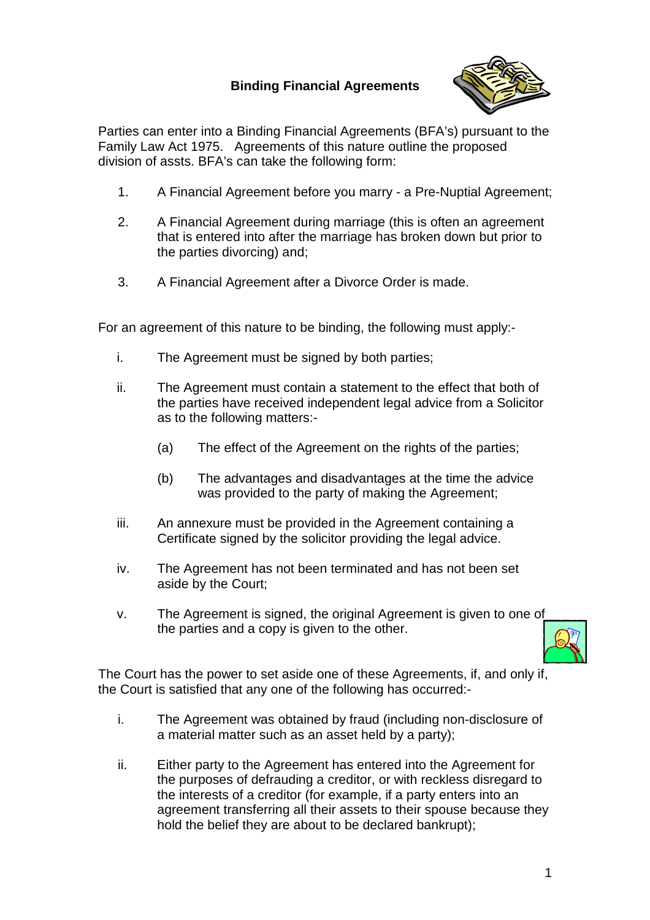# Binding Financial Agreements

Parties can enter into a Binding Financial Agreements (BFA's) pursuant to the Family Law Act 1975. Agreements of this nature outline the proposed division of assts. BFA's can take the following form:

1. A Financial Agreement before you marry - a Pre-Nuptial Agreement;
2. A Financial Agreement during marriage (this is often an agreement that is entered into after the marriage has broken down but prior to the parties divorcing) and;
3. A Financial Agreement after a Divorce Order is made.

For an agreement of this nature to be binding, the following must apply:-

i. The Agreement must be signed by both parties;

ii. The Agreement must contain a statement to the effect that both of the parties have received independent legal advice from a Solicitor as to the following matters:-

   (a) The effect of the Agreement on the rights of the parties;

   (b) The advantages and disadvantages at the time the advice was provided to the party of making the Agreement;

iii. An annexure must be provided in the Agreement containing a Certificate signed by the solicitor providing the legal advice.

iv. The Agreement has not been terminated and has not been set aside by the Court;

v. The Agreement is signed, the original Agreement is given to one of the parties and a copy is given to the other.

The Court has the power to set aside one of these Agreements, if, and only if, the Court is satisfied that any one of the following has occurred:-

i. The Agreement was obtained by fraud (including non-disclosure of a material matter such as an asset held by a party);

ii. Either party to the Agreement has entered into the Agreement for the purposes of defrauding a creditor, or with reckless disregard to the interests of a creditor (for example, if a party enters into an agreement transferring all their assets to their spouse because they hold the belief they are about to be declared bankrupt);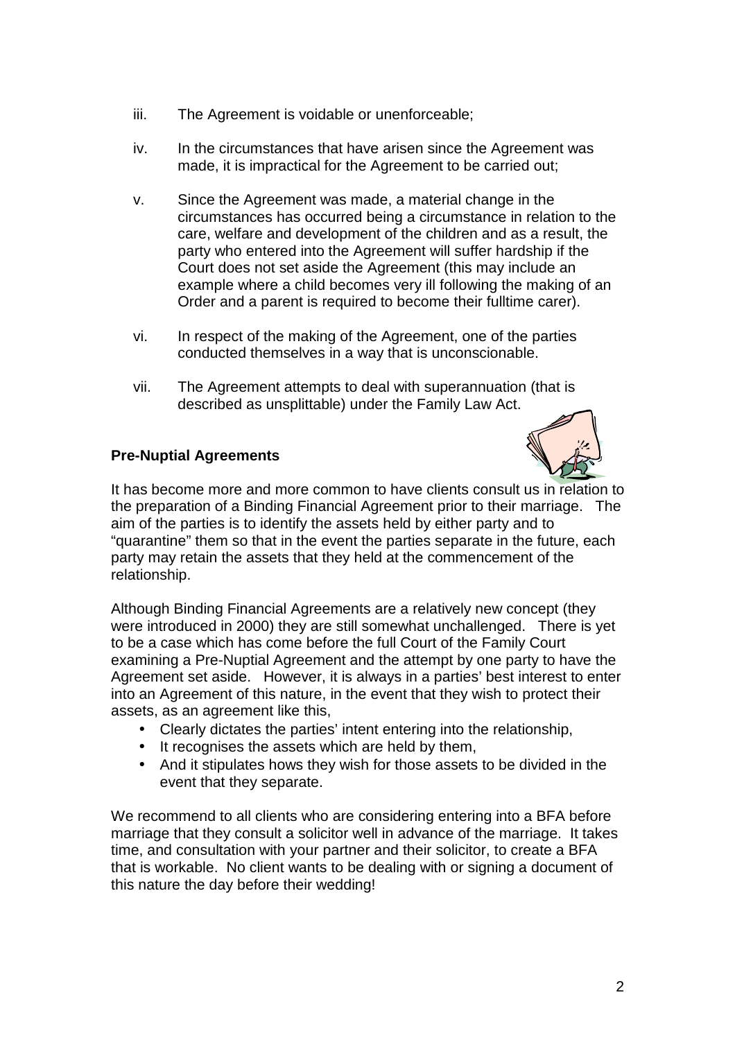iii. The Agreement is voidable or unenforceable;

iv. In the circumstances that have arisen since the Agreement was made, it is impractical for the Agreement to be carried out;

v. Since the Agreement was made, a material change in the circumstances has occurred being a circumstance in relation to the care, welfare and development of the children and as a result, the party who entered into the Agreement will suffer hardship if the Court does not set aside the Agreement (this may include an example where a child becomes very ill following the making of an Order and a parent is required to become their fulltime carer).

vi. In respect of the making of the Agreement, one of the parties conducted themselves in a way that is unconscionable.

vii. The Agreement attempts to deal with superannuation (that is described as unsplittable) under the Family Law Act.

**Pre-Nuptial Agreements**

It has become more and more common to have clients consult us in relation to the preparation of a Binding Financial Agreement prior to their marriage. The aim of the parties is to identify the assets held by either party and to "quarantine" them so that in the event the parties separate in the future, each party may retain the assets that they held at the commencement of the relationship.

Although Binding Financial Agreements are a relatively new concept (they were introduced in 2000) they are still somewhat unchallenged. There is yet to be a case which has come before the full Court of the Family Court examining a Pre-Nuptial Agreement and the attempt by one party to have the Agreement set aside. However, it is always in a parties' best interest to enter into an Agreement of this nature, in the event that they wish to protect their assets, as an agreement like this,

- Clearly dictates the parties' intent entering into the relationship,
- It recognises the assets which are held by them,
- And it stipulates hows they wish for those assets to be divided in the event that they separate.

We recommend to all clients who are considering entering into a BFA before marriage that they consult a solicitor well in advance of the marriage. It takes time, and consultation with your partner and their solicitor, to create a BFA that is workable. No client wants to be dealing with or signing a document of this nature the day before their wedding!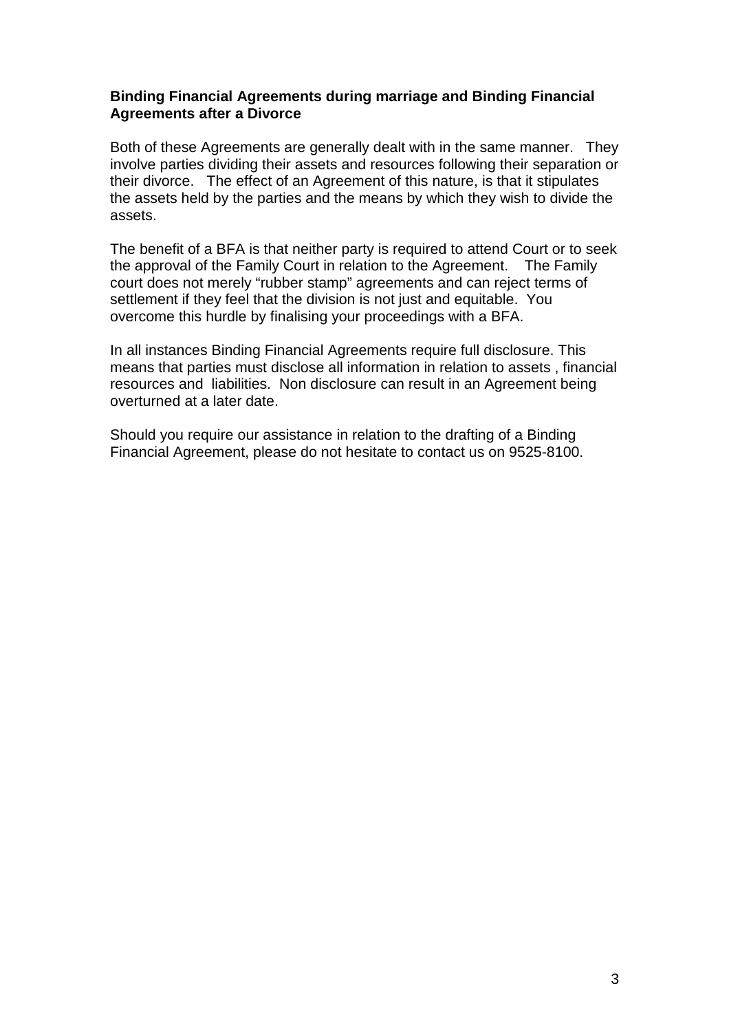**Binding Financial Agreements during marriage and Binding Financial Agreements after a Divorce**

Both of these Agreements are generally dealt with in the same manner. They involve parties dividing their assets and resources following their separation or their divorce. The effect of an Agreement of this nature, is that it stipulates the assets held by the parties and the means by which they wish to divide the assets.

The benefit of a BFA is that neither party is required to attend Court or to seek the approval of the Family Court in relation to the Agreement. The Family court does not merely "rubber stamp" agreements and can reject terms of settlement if they feel that the division is not just and equitable. You overcome this hurdle by finalising your proceedings with a BFA.

In all instances Binding Financial Agreements require full disclosure. This means that parties must disclose all information in relation to assets , financial resources and liabilities. Non disclosure can result in an Agreement being overturned at a later date.

Should you require our assistance in relation to the drafting of a Binding Financial Agreement, please do not hesitate to contact us on 9525-8100.